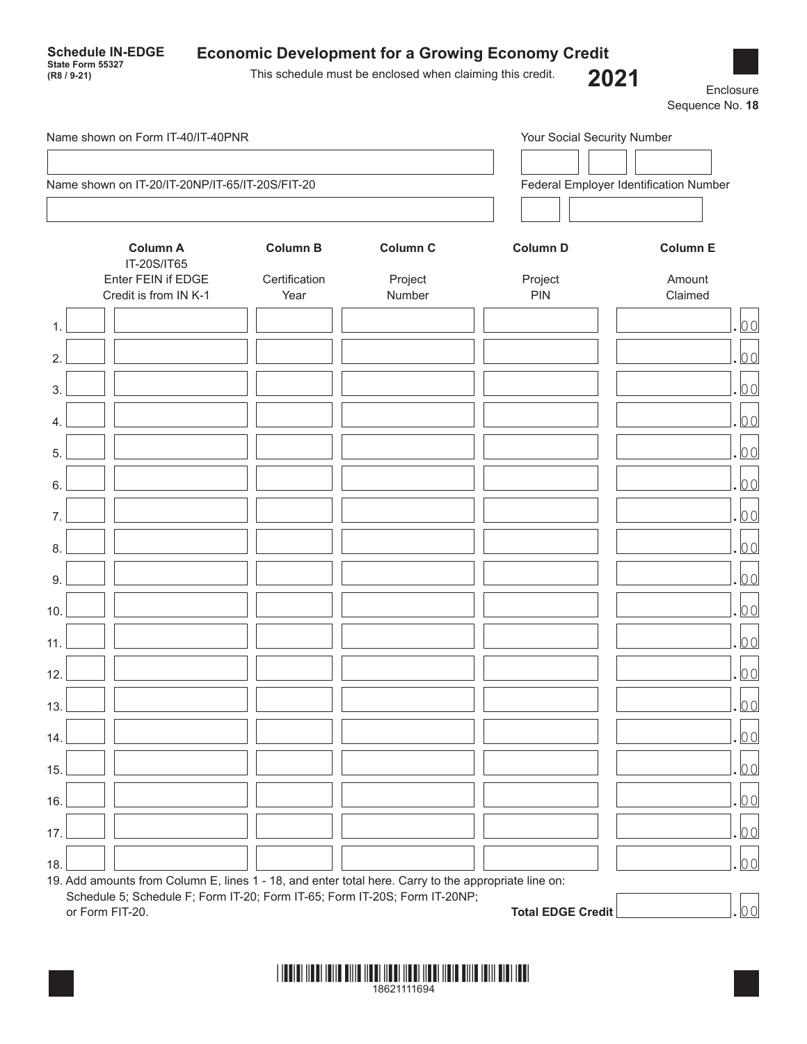**Schedule IN-EDGE**
**State Form 55327**
**(R8 / 9-21)**

# Economic Development for a Growing Economy Credit

This schedule must be enclosed when claiming this credit.

**2021**

Enclosure Sequence No. **18**

Name shown on Form IT-40/IT-40PNR

Your Social Security Number

Name shown on IT-20/IT-20NP/IT-65/IT-20S/FIT-20

Federal Employer Identification Number

| | Column A<br>IT-20S/IT65<br>Enter FEIN if EDGE Credit is from IN K-1 | | Column B<br>Certification Year | Column C<br>Project Number | Column D<br>Project PIN | Column E<br>Amount Claimed |
|---|---|---|---|---|---|---|
| 1. | | | | | | .00 |
| 2. | | | | | | .00 |
| 3. | | | | | | .00 |
| 4. | | | | | | .00 |
| 5. | | | | | | .00 |
| 6. | | | | | | .00 |
| 7. | | | | | | .00 |
| 8. | | | | | | .00 |
| 9. | | | | | | .00 |
| 10. | | | | | | .00 |
| 11. | | | | | | .00 |
| 12. | | | | | | .00 |
| 13. | | | | | | .00 |
| 14. | | | | | | .00 |
| 15. | | | | | | .00 |
| 16. | | | | | | .00 |
| 17. | | | | | | .00 |
| 18. | | | | | | .00 |

19. Add amounts from Column E, lines 1 - 18, and enter total here. Carry to the appropriate line on: Schedule 5; Schedule F; Form IT-20; Form IT-65; Form IT-20S; Form IT-20NP; or Form FIT-20. **Total EDGE Credit** .00

18621111694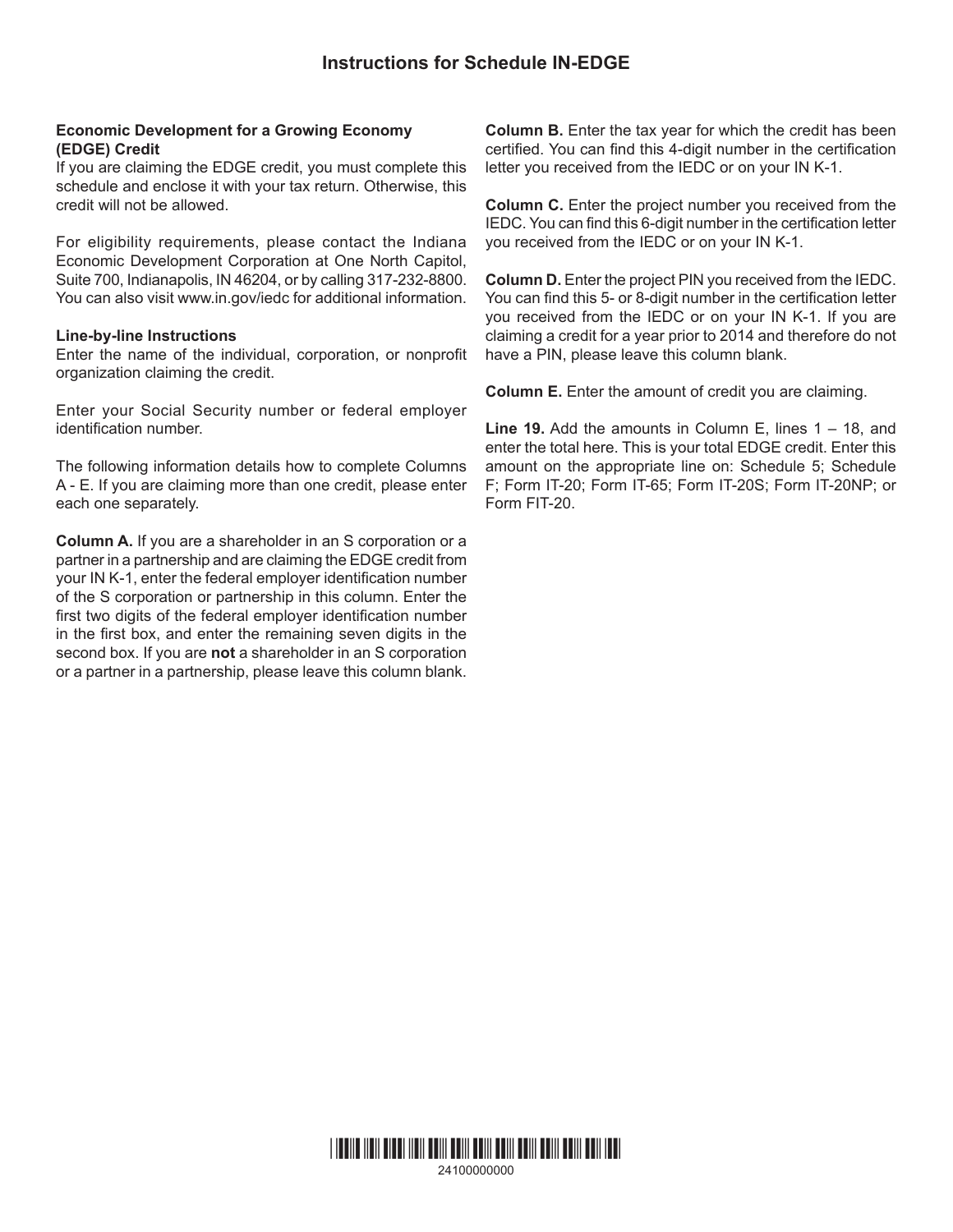# Instructions for Schedule IN-EDGE

### Economic Development for a Growing Economy (EDGE) Credit

If you are claiming the EDGE credit, you must complete this schedule and enclose it with your tax return. Otherwise, this credit will not be allowed.

For eligibility requirements, please contact the Indiana Economic Development Corporation at One North Capitol, Suite 700, Indianapolis, IN 46204, or by calling 317-232-8800. You can also visit www.in.gov/iedc for additional information.

### Line-by-line Instructions

Enter the name of the individual, corporation, or nonprofit organization claiming the credit.

Enter your Social Security number or federal employer identification number.

The following information details how to complete Columns A - E. If you are claiming more than one credit, please enter each one separately.

**Column A.** If you are a shareholder in an S corporation or a partner in a partnership and are claiming the EDGE credit from your IN K-1, enter the federal employer identification number of the S corporation or partnership in this column. Enter the first two digits of the federal employer identification number in the first box, and enter the remaining seven digits in the second box. If you are **not** a shareholder in an S corporation or a partner in a partnership, please leave this column blank.

**Column B.** Enter the tax year for which the credit has been certified. You can find this 4-digit number in the certification letter you received from the IEDC or on your IN K-1.

**Column C.** Enter the project number you received from the IEDC. You can find this 6-digit number in the certification letter you received from the IEDC or on your IN K-1.

**Column D.** Enter the project PIN you received from the IEDC. You can find this 5- or 8-digit number in the certification letter you received from the IEDC or on your IN K-1. If you are claiming a credit for a year prior to 2014 and therefore do not have a PIN, please leave this column blank.

**Column E.** Enter the amount of credit you are claiming.

**Line 19.** Add the amounts in Column E, lines 1 – 18, and enter the total here. This is your total EDGE credit. Enter this amount on the appropriate line on: Schedule 5; Schedule F; Form IT-20; Form IT-65; Form IT-20S; Form IT-20NP; or Form FIT-20.

24100000000